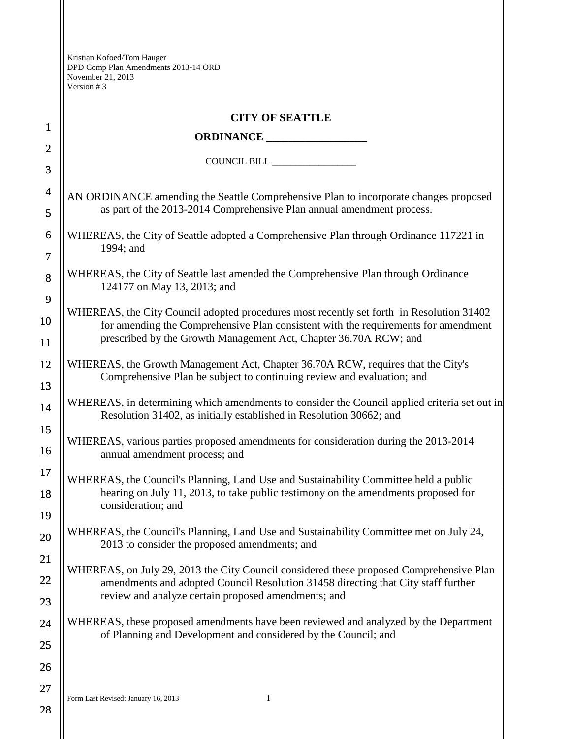Kristian Kofoed/Tom Hauger
DPD Comp Plan Amendments 2013-14 ORD
November 21, 2013
Version # 3

# CITY OF SEATTLE

## ORDINANCE __________________

COUNCIL BILL __________________

AN ORDINANCE amending the Seattle Comprehensive Plan to incorporate changes proposed as part of the 2013-2014 Comprehensive Plan annual amendment process.

WHEREAS, the City of Seattle adopted a Comprehensive Plan through Ordinance 117221 in 1994; and

WHEREAS, the City of Seattle last amended the Comprehensive Plan through Ordinance 124177 on May 13, 2013; and

WHEREAS, the City Council adopted procedures most recently set forth in Resolution 31402 for amending the Comprehensive Plan consistent with the requirements for amendment prescribed by the Growth Management Act, Chapter 36.70A RCW; and

WHEREAS, the Growth Management Act, Chapter 36.70A RCW, requires that the City's Comprehensive Plan be subject to continuing review and evaluation; and

WHEREAS, in determining which amendments to consider the Council applied criteria set out in Resolution 31402, as initially established in Resolution 30662; and

WHEREAS, various parties proposed amendments for consideration during the 2013-2014 annual amendment process; and

WHEREAS, the Council's Planning, Land Use and Sustainability Committee held a public hearing on July 11, 2013, to take public testimony on the amendments proposed for consideration; and

WHEREAS, the Council's Planning, Land Use and Sustainability Committee met on July 24, 2013 to consider the proposed amendments; and

WHEREAS, on July 29, 2013 the City Council considered these proposed Comprehensive Plan amendments and adopted Council Resolution 31458 directing that City staff further review and analyze certain proposed amendments; and

WHEREAS, these proposed amendments have been reviewed and analyzed by the Department of Planning and Development and considered by the Council; and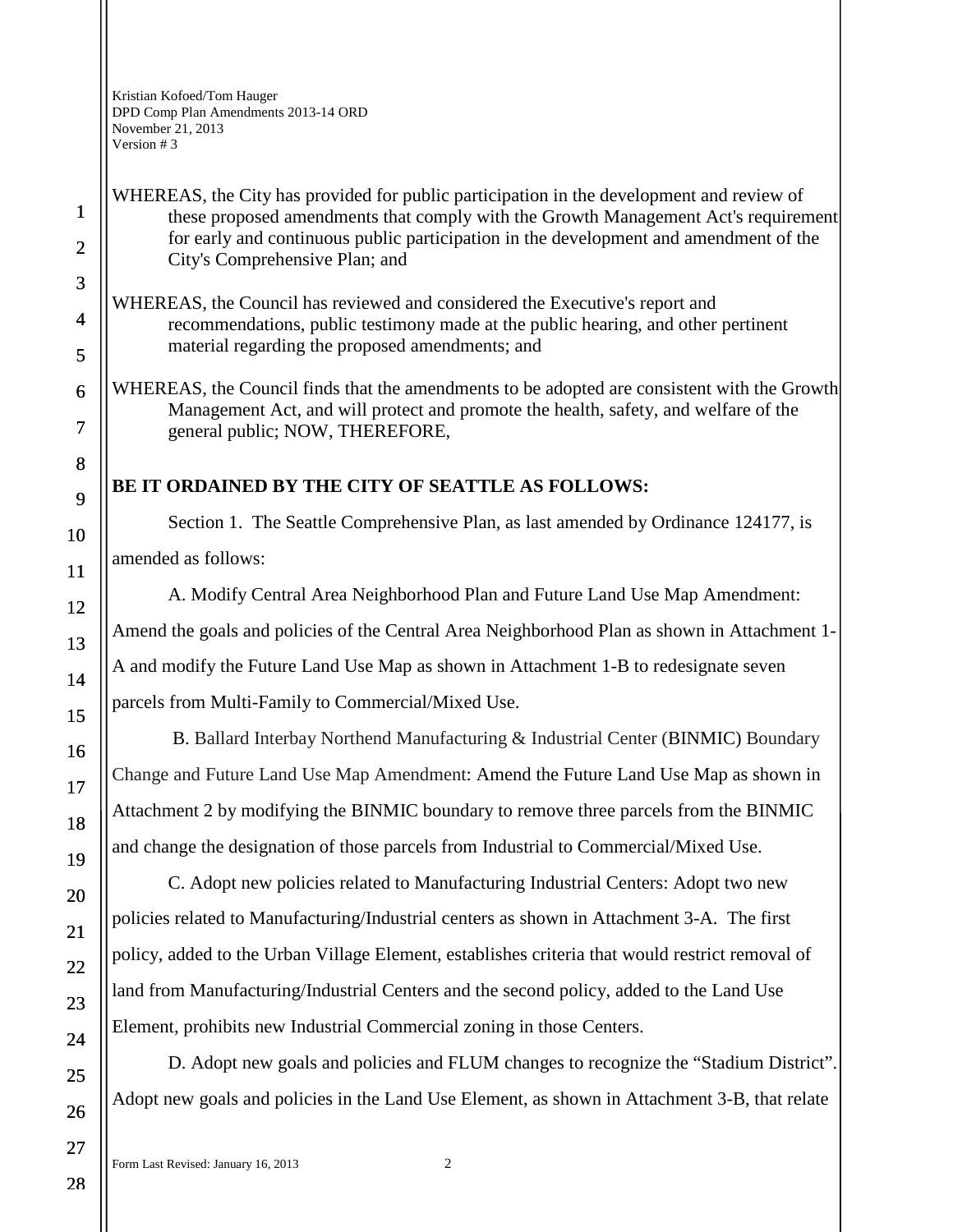WHEREAS, the City has provided for public participation in the development and review of these proposed amendments that comply with the Growth Management Act's requirement for early and continuous public participation in the development and amendment of the City's Comprehensive Plan; and

WHEREAS, the Council has reviewed and considered the Executive's report and recommendations, public testimony made at the public hearing, and other pertinent material regarding the proposed amendments; and

WHEREAS, the Council finds that the amendments to be adopted are consistent with the Growth Management Act, and will protect and promote the health, safety, and welfare of the general public; NOW, THEREFORE,

**BE IT ORDAINED BY THE CITY OF SEATTLE AS FOLLOWS:**

Section 1. The Seattle Comprehensive Plan, as last amended by Ordinance 124177, is amended as follows:

A. Modify Central Area Neighborhood Plan and Future Land Use Map Amendment: Amend the goals and policies of the Central Area Neighborhood Plan as shown in Attachment 1-A and modify the Future Land Use Map as shown in Attachment 1-B to redesignate seven parcels from Multi-Family to Commercial/Mixed Use.

B. Ballard Interbay Northend Manufacturing & Industrial Center (BINMIC) Boundary Change and Future Land Use Map Amendment: Amend the Future Land Use Map as shown in Attachment 2 by modifying the BINMIC boundary to remove three parcels from the BINMIC and change the designation of those parcels from Industrial to Commercial/Mixed Use.

C. Adopt new policies related to Manufacturing Industrial Centers: Adopt two new policies related to Manufacturing/Industrial centers as shown in Attachment 3-A. The first policy, added to the Urban Village Element, establishes criteria that would restrict removal of land from Manufacturing/Industrial Centers and the second policy, added to the Land Use Element, prohibits new Industrial Commercial zoning in those Centers.

D. Adopt new goals and policies and FLUM changes to recognize the "Stadium District". Adopt new goals and policies in the Land Use Element, as shown in Attachment 3-B, that relate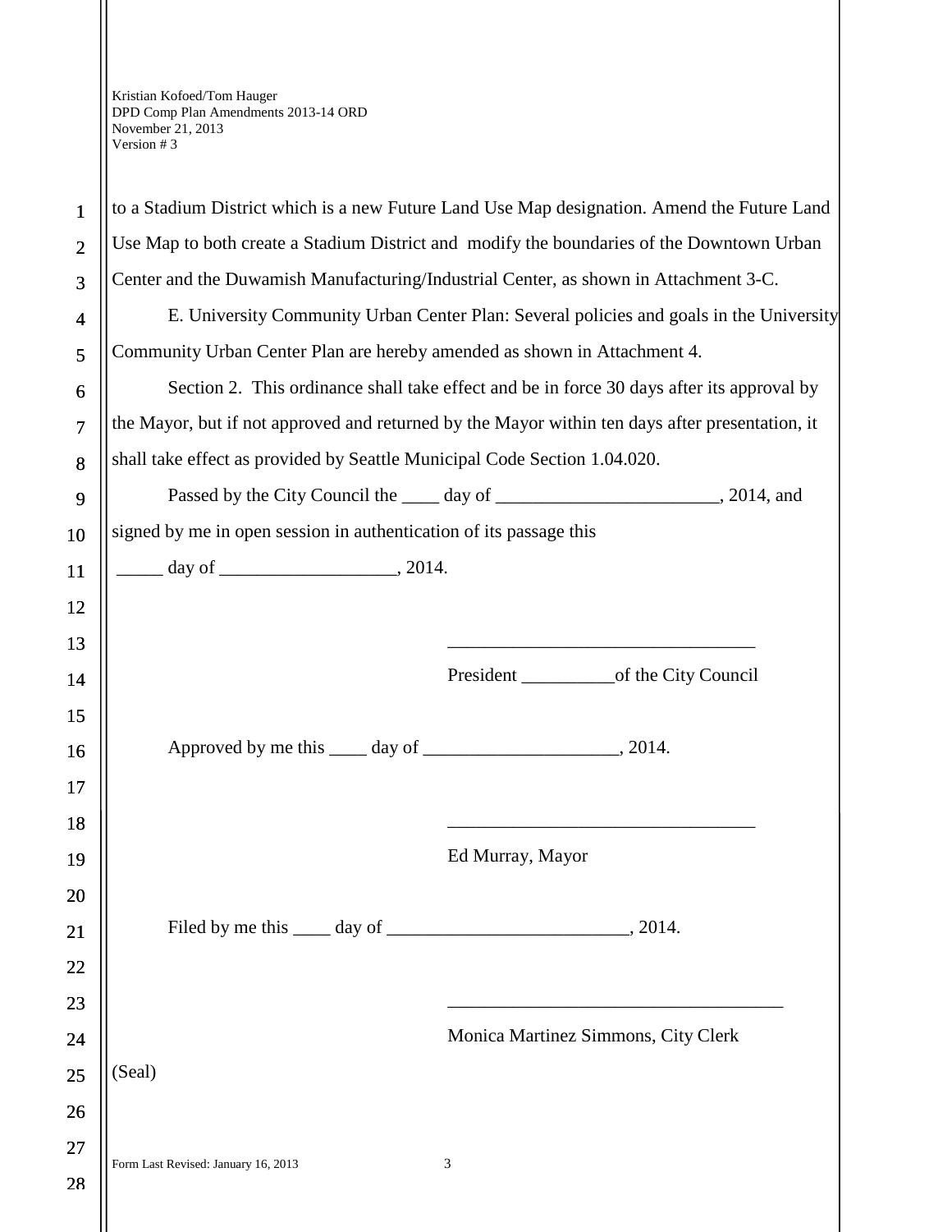to a Stadium District which is a new Future Land Use Map designation. Amend the Future Land Use Map to both create a Stadium District and modify the boundaries of the Downtown Urban Center and the Duwamish Manufacturing/Industrial Center, as shown in Attachment 3-C.

E. University Community Urban Center Plan: Several policies and goals in the University Community Urban Center Plan are hereby amended as shown in Attachment 4.

Section 2. This ordinance shall take effect and be in force 30 days after its approval by the Mayor, but if not approved and returned by the Mayor within ten days after presentation, it shall take effect as provided by Seattle Municipal Code Section 1.04.020.

Passed by the City Council the ____ day of ________________________, 2014, and signed by me in open session in authentication of its passage this

_____ day of ___________________, 2014.

________________________________

President __________of the City Council

Approved by me this ____ day of ____________________, 2014.

________________________________

Ed Murray, Mayor

Filed by me this ____ day of _________________________, 2014.

___________________________________

Monica Martinez Simmons, City Clerk

(Seal)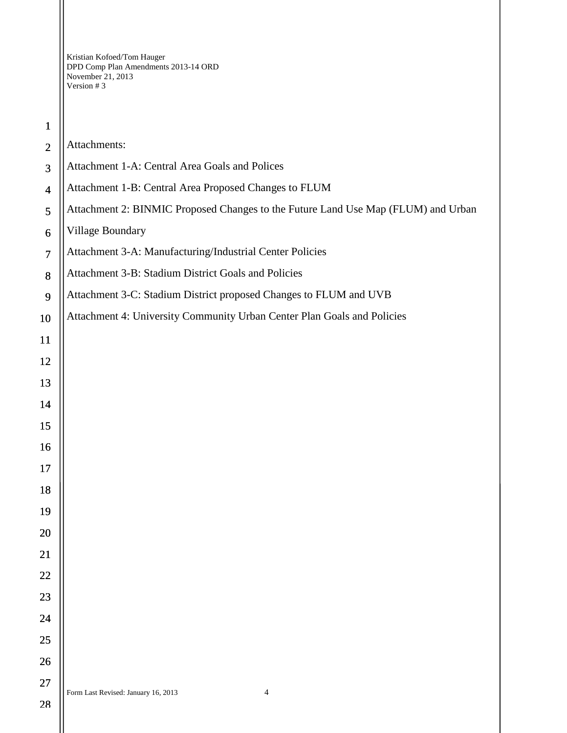Attachments:

Attachment 1-A: Central Area Goals and Polices

Attachment 1-B: Central Area Proposed Changes to FLUM

Attachment 2: BINMIC Proposed Changes to the Future Land Use Map (FLUM) and Urban Village Boundary

Attachment 3-A: Manufacturing/Industrial Center Policies

Attachment 3-B: Stadium District Goals and Policies

Attachment 3-C: Stadium District proposed Changes to FLUM and UVB

Attachment 4: University Community Urban Center Plan Goals and Policies